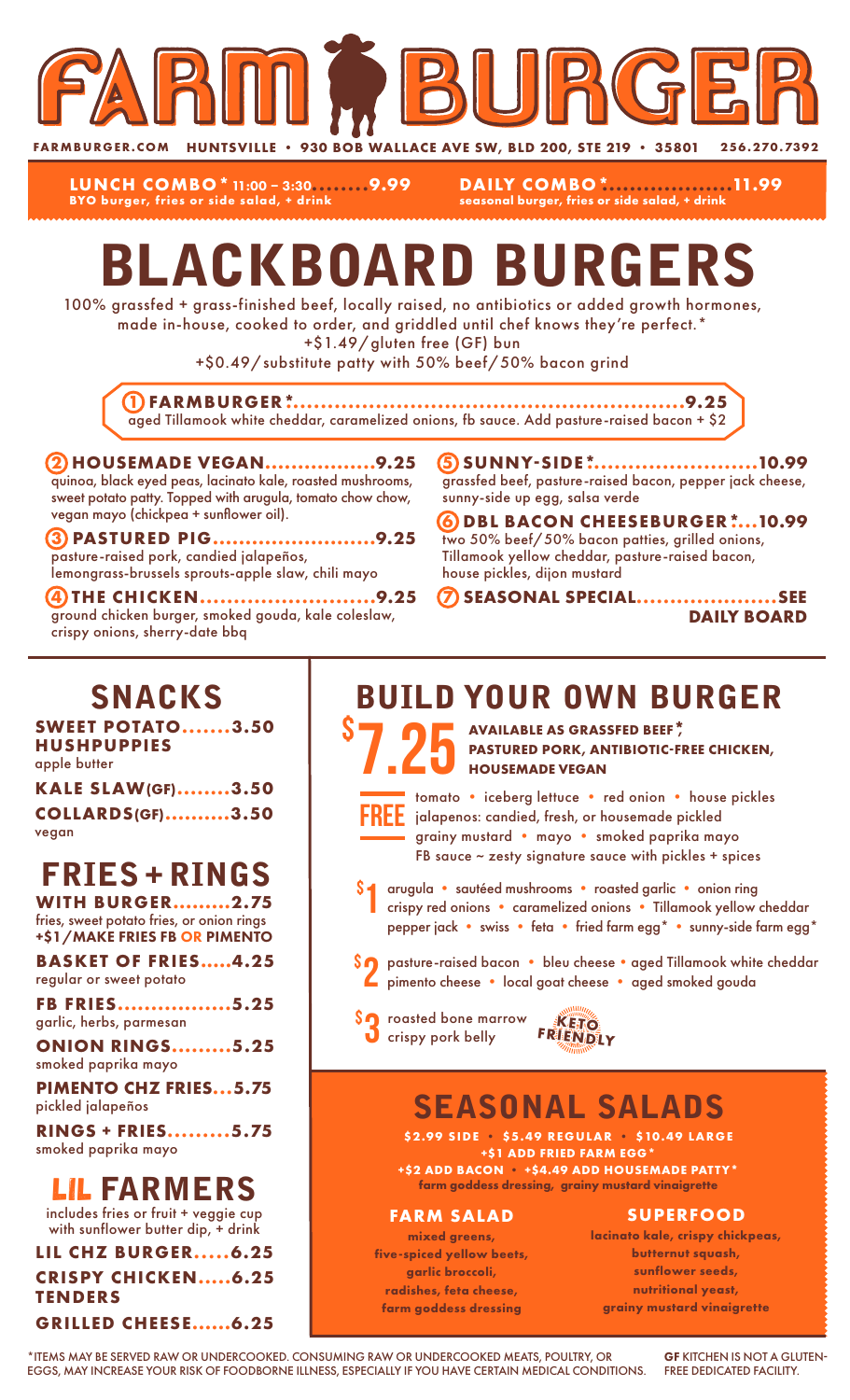# FARM BURGER

FARMBURGER.COM HUNTSVILLE • 930 BOB WALLACE AVE SW, BLD 200, STE 219 • 35801 256.270.7392

**LUNCH COMBO* 11:00 – 3:30........9.99**
BYO burger, fries or side salad, + drink

**DAILY COMBO*..................11.99**
seasonal burger, fries or side salad, + drink

# BLACKBOARD BURGERS

100% grassfed + grass-finished beef, locally raised, no antibiotics or added growth hormones, made in-house, cooked to order, and griddled until chef knows they're perfect.*
+$1.49/gluten free (GF) bun
+$0.49/substitute patty with 50% beef/50% bacon grind

**1 FARMBURGER*........................................................9.25**
aged Tillamook white cheddar, caramelized onions, fb sauce. Add pasture-raised bacon + $2

**2 HOUSEMADE VEGAN.................9.25**
quinoa, black eyed peas, lacinato kale, roasted mushrooms, sweet potato patty. Topped with arugula, tomato chow chow, vegan mayo (chickpea + sunflower oil).

**3 PASTURED PIG.........................9.25**
pasture-raised pork, candied jalapeños, lemongrass-brussels sprouts-apple slaw, chili mayo

**4 THE CHICKEN..........................9.25**
ground chicken burger, smoked gouda, kale coleslaw, crispy onions, sherry-date bbq

**5 SUNNY-SIDE*........................10.99**
grassfed beef, pasture-raised bacon, pepper jack cheese, sunny-side up egg, salsa verde

**6 DBL BACON CHEESEBURGER*...10.99**
two 50% beef/50% bacon patties, grilled onions, Tillamook yellow cheddar, pasture-raised bacon, house pickles, dijon mustard

**7 SEASONAL SPECIAL.....................SEE DAILY BOARD**

## SNACKS

**SWEET POTATO HUSHPUPPIES.......3.50**
apple butter

**KALE SLAW(GF)........3.50**

**COLLARDS(GF)..........3.50**
vegan

## FRIES + RINGS

**WITH BURGER.........2.75**
fries, sweet potato fries, or onion rings
**+$1/MAKE FRIES FB OR PIMENTO**

**BASKET OF FRIES.....4.25**
regular or sweet potato

**FB FRIES.................5.25**
garlic, herbs, parmesan

**ONION RINGS.........5.25**
smoked paprika mayo

**PIMENTO CHZ FRIES...5.75**
pickled jalapeños

**RINGS + FRIES.........5.75**
smoked paprika mayo

## LIL FARMERS

includes fries or fruit + veggie cup with sunflower butter dip, + drink

**LIL CHZ BURGER.....6.25**

**CRISPY CHICKEN TENDERS.....6.25**

**GRILLED CHEESE......6.25**

## BUILD YOUR OWN BURGER

**$7.25** AVAILABLE AS GRASSFED BEEF*, PASTURED PORK, ANTIBIOTIC-FREE CHICKEN, HOUSEMADE VEGAN

**FREE** tomato • iceberg lettuce • red onion • house pickles
jalapenos: candied, fresh, or housemade pickled
grainy mustard • mayo • smoked paprika mayo
FB sauce ~ zesty signature sauce with pickles + spices

**$1** arugula • sautéed mushrooms • roasted garlic • onion ring
crispy red onions • caramelized onions • Tillamook yellow cheddar
pepper jack • swiss • feta • fried farm egg* • sunny-side farm egg*

**$2** pasture-raised bacon • bleu cheese • aged Tillamook white cheddar
pimento cheese • local goat cheese • aged smoked gouda

**$3** roasted bone marrow
crispy pork belly

KETO FRIENDLY

## SEASONAL SALADS

**$2.99 SIDE • $5.49 REGULAR • $10.49 LARGE**
**+$1 ADD FRIED FARM EGG***
**+$2 ADD BACON • +$4.49 ADD HOUSEMADE PATTY***
farm goddess dressing, grainy mustard vinaigrette

**FARM SALAD**
mixed greens, five-spiced yellow beets, garlic broccoli, radishes, feta cheese, farm goddess dressing

**SUPERFOOD**
lacinato kale, crispy chickpeas, butternut squash, sunflower seeds, nutritional yeast, grainy mustard vinaigrette

*ITEMS MAY BE SERVED RAW OR UNDERCOOKED. CONSUMING RAW OR UNDERCOOKED MEATS, POULTRY, OR EGGS, MAY INCREASE YOUR RISK OF FOODBORNE ILLNESS, ESPECIALLY IF YOU HAVE CERTAIN MEDICAL CONDITIONS.

**GF** KITCHEN IS NOT A GLUTEN-FREE DEDICATED FACILITY.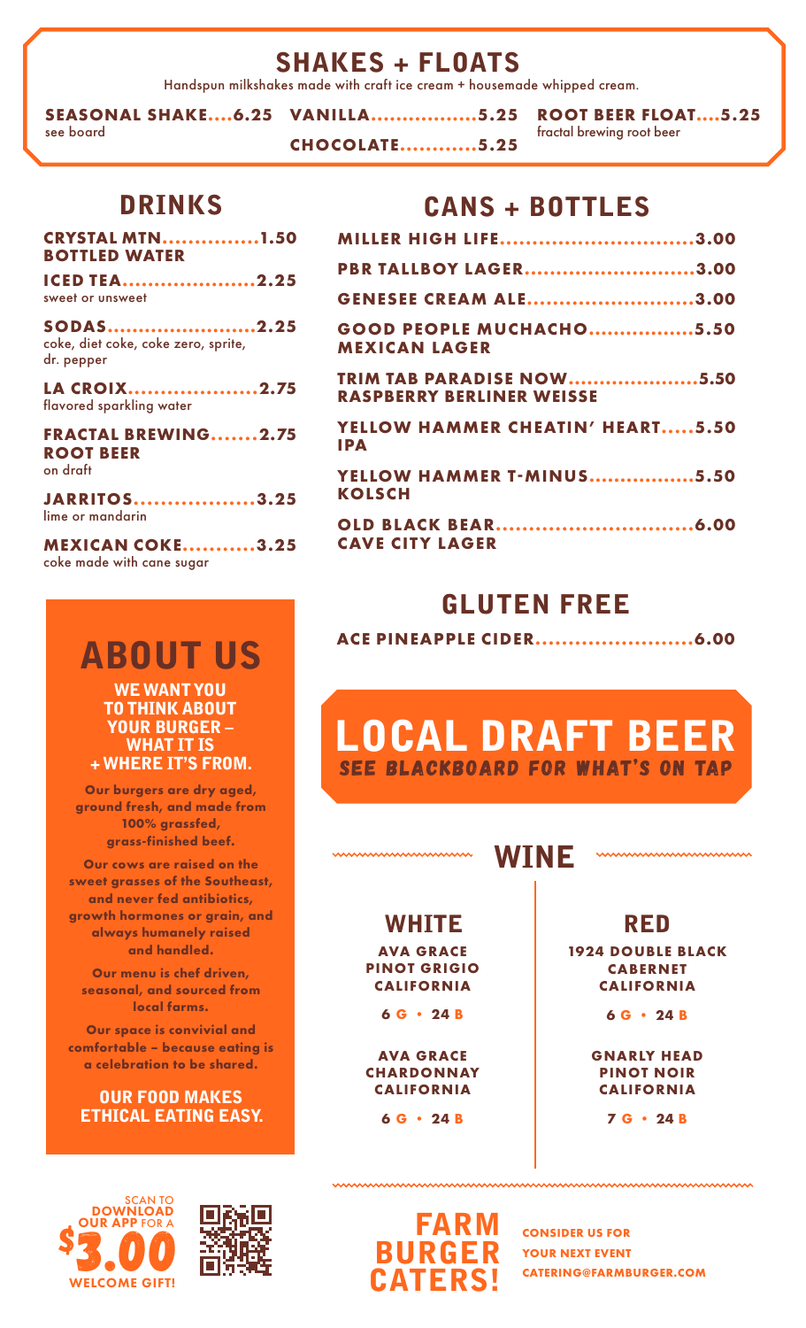## SHAKES + FLOATS

Handspun milkshakes made with craft ice cream + housemade whipped cream.

**SEASONAL SHAKE....6.25**
see board

**VANILLA.................5.25**

**CHOCOLATE............5.25**

**ROOT BEER FLOAT....5.25**
fractal brewing root beer

## DRINKS

**CRYSTAL MTN...............1.50**
**BOTTLED WATER**

**ICED TEA.....................2.25**
sweet or unsweet

**SODAS........................2.25**
coke, diet coke, coke zero, sprite, dr. pepper

**LA CROIX....................2.75**
flavored sparkling water

**FRACTAL BREWING.......2.75**
**ROOT BEER**
on draft

**JARRITOS..................3.25**
lime or mandarin

**MEXICAN COKE...........3.25**
coke made with cane sugar

## CANS + BOTTLES

**MILLER HIGH LIFE..............................3.00**

**PBR TALLBOY LAGER...........................3.00**

**GENESEE CREAM ALE..........................3.00**

**GOOD PEOPLE MUCHACHO.................5.50**
**MEXICAN LAGER**

**TRIM TAB PARADISE NOW.....................5.50**
**RASPBERRY BERLINER WEISSE**

**YELLOW HAMMER CHEATIN' HEART.....5.50**
**IPA**

**YELLOW HAMMER T-MINUS.................5.50**
**KOLSCH**

**OLD BLACK BEAR..............................6.00**
**CAVE CITY LAGER**

## GLUTEN FREE

**ACE PINEAPPLE CIDER.........................6.00**

## ABOUT US

**WE WANT YOU TO THINK ABOUT YOUR BURGER – WHAT IT IS + WHERE IT'S FROM.**

Our burgers are dry aged, ground fresh, and made from 100% grassfed, grass-finished beef.

Our cows are raised on the sweet grasses of the Southeast, and never fed antibiotics, growth hormones or grain, and always humanely raised and handled.

Our menu is chef driven, seasonal, and sourced from local farms.

Our space is convivial and comfortable – because eating is a celebration to be shared.

**OUR FOOD MAKES ETHICAL EATING EASY.**

## LOCAL DRAFT BEER

*SEE BLACKBOARD FOR WHAT'S ON TAP*

## WINE

### WHITE

**AVA GRACE PINOT GRIGIO CALIFORNIA**
6 G • 24 B

**AVA GRACE CHARDONNAY CALIFORNIA**
6 G • 24 B

### RED

**1924 DOUBLE BLACK CABERNET CALIFORNIA**
6 G • 24 B

**GNARLY HEAD PINOT NOIR CALIFORNIA**
7 G • 24 B

SCAN TO **DOWNLOAD OUR APP** FOR A **$3.00 WELCOME GIFT!**

**FARM BURGER CATERS!**

**CONSIDER US FOR YOUR NEXT EVENT**
**CATERING@FARMBURGER.COM**